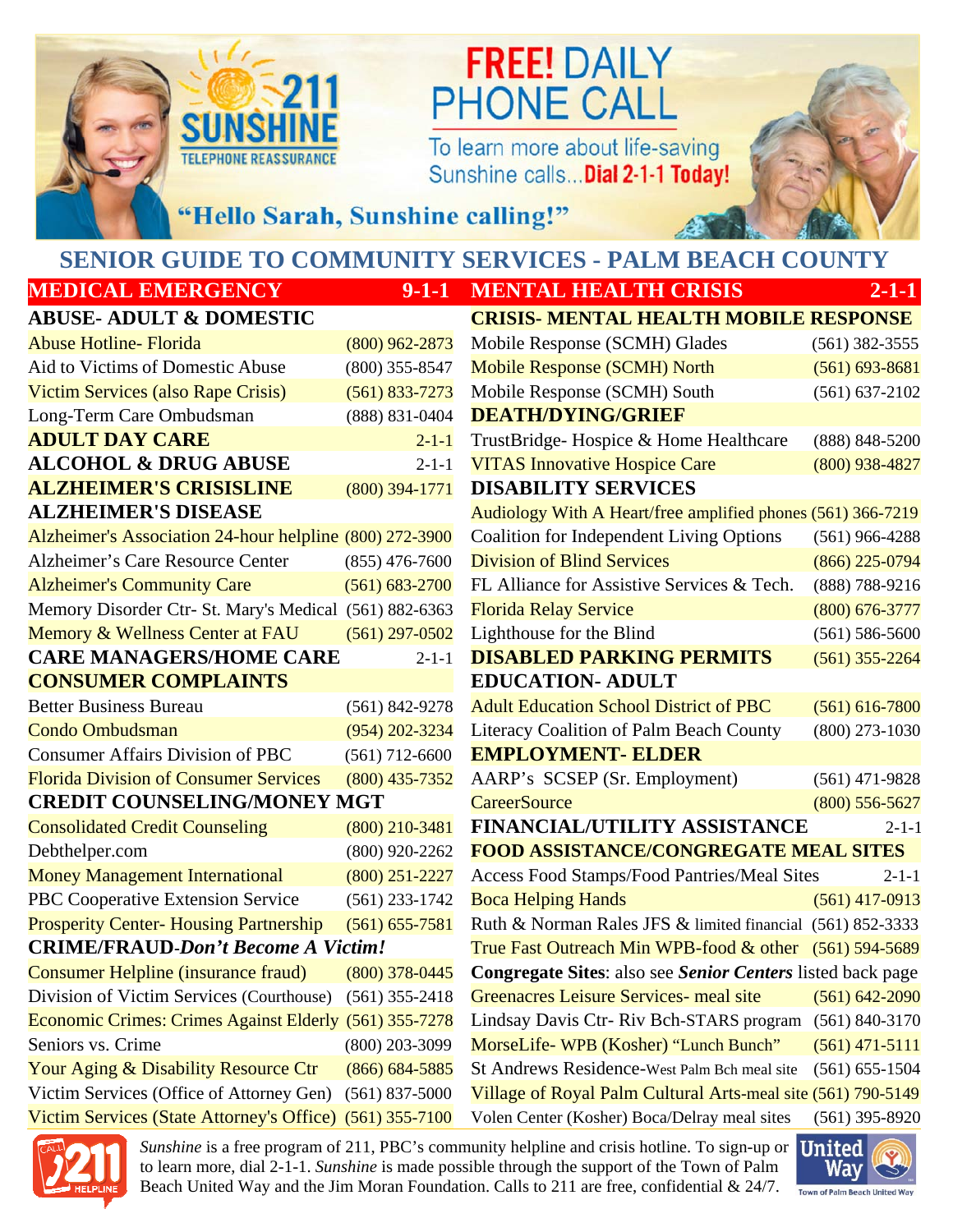211 SUNSHINE TELEPHONE REASSURANCE

**FREE! DAILY PHONE CALL**

To learn more about life-saving Sunshine calls...**Dial 2-1-1 Today!**

**"Hello Sarah, Sunshine calling!"**

# SENIOR GUIDE TO COMMUNITY SERVICES - PALM BEACH COUNTY

| **MEDICAL EMERGENCY** | **9-1-1** |
|---|---|
| **ABUSE- ADULT & DOMESTIC** | |
| Abuse Hotline- Florida | (800) 962-2873 |
| Aid to Victims of Domestic Abuse | (800) 355-8547 |
| Victim Services (also Rape Crisis) | (561) 833-7273 |
| Long-Term Care Ombudsman | (888) 831-0404 |
| **ADULT DAY CARE** | 2-1-1 |
| **ALCOHOL & DRUG ABUSE** | 2-1-1 |
| **ALZHEIMER'S CRISISLINE** | (800) 394-1771 |
| **ALZHEIMER'S DISEASE** | |
| Alzheimer's Association 24-hour helpline | (800) 272-3900 |
| Alzheimer's Care Resource Center | (855) 476-7600 |
| Alzheimer's Community Care | (561) 683-2700 |
| Memory Disorder Ctr- St. Mary's Medical | (561) 882-6363 |
| Memory & Wellness Center at FAU | (561) 297-0502 |
| **CARE MANAGERS/HOME CARE** | 2-1-1 |
| **CONSUMER COMPLAINTS** | |
| Better Business Bureau | (561) 842-9278 |
| Condo Ombudsman | (954) 202-3234 |
| Consumer Affairs Division of PBC | (561) 712-6600 |
| Florida Division of Consumer Services | (800) 435-7352 |
| **CREDIT COUNSELING/MONEY MGT** | |
| Consolidated Credit Counseling | (800) 210-3481 |
| Debthelper.com | (800) 920-2262 |
| Money Management International | (800) 251-2227 |
| PBC Cooperative Extension Service | (561) 233-1742 |
| Prosperity Center- Housing Partnership | (561) 655-7581 |
| **CRIME/FRAUD-*Don't Become A Victim!*** | |
| Consumer Helpline (insurance fraud) | (800) 378-0445 |
| Division of Victim Services (Courthouse) | (561) 355-2418 |
| Economic Crimes: Crimes Against Elderly | (561) 355-7278 |
| Seniors vs. Crime | (800) 203-3099 |
| Your Aging & Disability Resource Ctr | (866) 684-5885 |
| Victim Services (Office of Attorney Gen) | (561) 837-5000 |
| Victim Services (State Attorney's Office) | (561) 355-7100 |

| **MENTAL HEALTH CRISIS** | **2-1-1** |
|---|---|
| **CRISIS- MENTAL HEALTH MOBILE RESPONSE** | |
| Mobile Response (SCMH) Glades | (561) 382-3555 |
| Mobile Response (SCMH) North | (561) 693-8681 |
| Mobile Response (SCMH) South | (561) 637-2102 |
| **DEATH/DYING/GRIEF** | |
| TrustBridge- Hospice & Home Healthcare | (888) 848-5200 |
| VITAS Innovative Hospice Care | (800) 938-4827 |
| **DISABILITY SERVICES** | |
| Audiology With A Heart/free amplified phones | (561) 366-7219 |
| Coalition for Independent Living Options | (561) 966-4288 |
| Division of Blind Services | (866) 225-0794 |
| FL Alliance for Assistive Services & Tech. | (888) 788-9216 |
| Florida Relay Service | (800) 676-3777 |
| Lighthouse for the Blind | (561) 586-5600 |
| **DISABLED PARKING PERMITS** | (561) 355-2264 |
| **EDUCATION- ADULT** | |
| Adult Education School District of PBC | (561) 616-7800 |
| Literacy Coalition of Palm Beach County | (800) 273-1030 |
| **EMPLOYMENT- ELDER** | |
| AARP's SCSEP (Sr. Employment) | (561) 471-9828 |
| CareerSource | (800) 556-5627 |
| **FINANCIAL/UTILITY ASSISTANCE** | 2-1-1 |
| **FOOD ASSISTANCE/CONGREGATE MEAL SITES** | |
| Access Food Stamps/Food Pantries/Meal Sites | 2-1-1 |
| Boca Helping Hands | (561) 417-0913 |
| Ruth & Norman Rales JFS & limited financial | (561) 852-3333 |
| True Fast Outreach Min WPB-food & other | (561) 594-5689 |
| **Congregate Sites**: also see ***Senior Centers*** listed back page | |
| Greenacres Leisure Services- meal site | (561) 642-2090 |
| Lindsay Davis Ctr- Riv Bch-STARS program | (561) 840-3170 |
| MorseLife- WPB (Kosher) "Lunch Bunch" | (561) 471-5111 |
| St Andrews Residence-West Palm Bch meal site | (561) 655-1504 |
| Village of Royal Palm Cultural Arts-meal site | (561) 790-5149 |
| Volen Center (Kosher) Boca/Delray meal sites | (561) 395-8920 |

*Sunshine* is a free program of 211, PBC's community helpline and crisis hotline. To sign-up or to learn more, dial 2-1-1. *Sunshine* is made possible through the support of the Town of Palm Beach United Way and the Jim Moran Foundation. Calls to 211 are free, confidential & 24/7.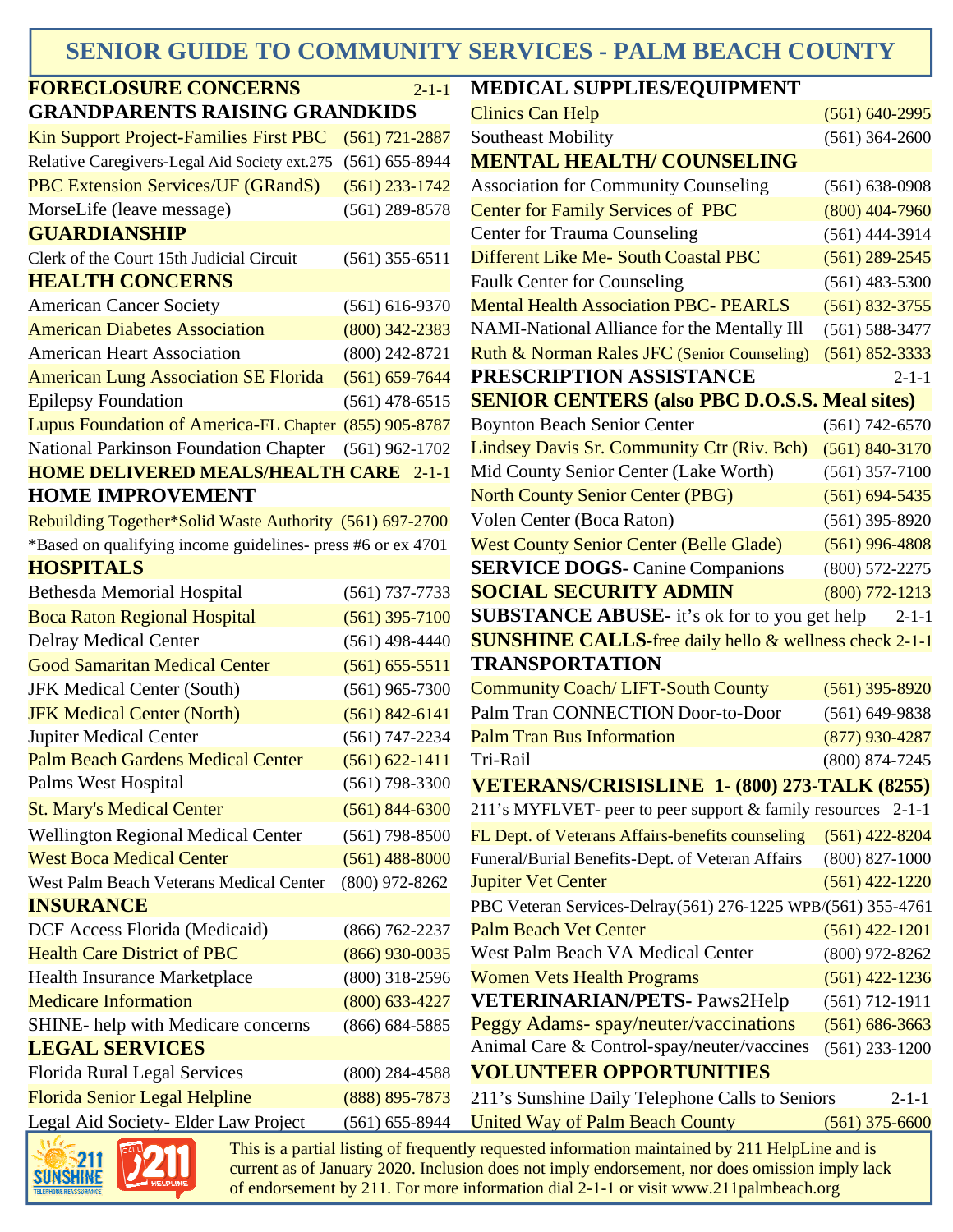# SENIOR GUIDE TO COMMUNITY SERVICES - PALM BEACH COUNTY

**FORECLOSURE CONCERNS** 2-1-1

**GRANDPARENTS RAISING GRANDKIDS**

| | |
|---|---|
| Kin Support Project-Families First PBC | (561) 721-2887 |
| Relative Caregivers-Legal Aid Society ext.275 | (561) 655-8944 |
| PBC Extension Services/UF (GRandS) | (561) 233-1742 |
| MorseLife (leave message) | (561) 289-8578 |

**GUARDIANSHIP**

| | |
|---|---|
| Clerk of the Court 15th Judicial Circuit | (561) 355-6511 |

**HEALTH CONCERNS**

| | |
|---|---|
| American Cancer Society | (561) 616-9370 |
| American Diabetes Association | (800) 342-2383 |
| American Heart Association | (800) 242-8721 |
| American Lung Association SE Florida | (561) 659-7644 |
| Epilepsy Foundation | (561) 478-6515 |
| Lupus Foundation of America-FL Chapter | (855) 905-8787 |
| National Parkinson Foundation Chapter | (561) 962-1702 |

**HOME DELIVERED MEALS/HEALTH CARE** 2-1-1

**HOME IMPROVEMENT**

| | |
|---|---|
| Rebuilding Together*Solid Waste Authority | (561) 697-2700 |

*Based on qualifying income guidelines- press #6 or ex 4701

**HOSPITALS**

| | |
|---|---|
| Bethesda Memorial Hospital | (561) 737-7733 |
| Boca Raton Regional Hospital | (561) 395-7100 |
| Delray Medical Center | (561) 498-4440 |
| Good Samaritan Medical Center | (561) 655-5511 |
| JFK Medical Center (South) | (561) 965-7300 |
| JFK Medical Center (North) | (561) 842-6141 |
| Jupiter Medical Center | (561) 747-2234 |
| Palm Beach Gardens Medical Center | (561) 622-1411 |
| Palms West Hospital | (561) 798-3300 |
| St. Mary's Medical Center | (561) 844-6300 |
| Wellington Regional Medical Center | (561) 798-8500 |
| West Boca Medical Center | (561) 488-8000 |
| West Palm Beach Veterans Medical Center | (800) 972-8262 |

**INSURANCE**

| | |
|---|---|
| DCF Access Florida (Medicaid) | (866) 762-2237 |
| Health Care District of PBC | (866) 930-0035 |
| Health Insurance Marketplace | (800) 318-2596 |
| Medicare Information | (800) 633-4227 |
| SHINE- help with Medicare concerns | (866) 684-5885 |

**LEGAL SERVICES**

| | |
|---|---|
| Florida Rural Legal Services | (800) 284-4588 |
| Florida Senior Legal Helpline | (888) 895-7873 |
| Legal Aid Society- Elder Law Project | (561) 655-8944 |

**MEDICAL SUPPLIES/EQUIPMENT**

| | |
|---|---|
| Clinics Can Help | (561) 640-2995 |
| Southeast Mobility | (561) 364-2600 |

**MENTAL HEALTH/ COUNSELING**

| | |
|---|---|
| Association for Community Counseling | (561) 638-0908 |
| Center for Family Services of PBC | (800) 404-7960 |
| Center for Trauma Counseling | (561) 444-3914 |
| Different Like Me- South Coastal PBC | (561) 289-2545 |
| Faulk Center for Counseling | (561) 483-5300 |
| Mental Health Association PBC- PEARLS | (561) 832-3755 |
| NAMI-National Alliance for the Mentally Ill | (561) 588-3477 |
| Ruth & Norman Rales JFC (Senior Counseling) | (561) 852-3333 |

**PRESCRIPTION ASSISTANCE** 2-1-1

**SENIOR CENTERS (also PBC D.O.S.S. Meal sites)**

| | |
|---|---|
| Boynton Beach Senior Center | (561) 742-6570 |
| Lindsey Davis Sr. Community Ctr (Riv. Bch) | (561) 840-3170 |
| Mid County Senior Center (Lake Worth) | (561) 357-7100 |
| North County Senior Center (PBG) | (561) 694-5435 |
| Volen Center (Boca Raton) | (561) 395-8920 |
| West County Senior Center (Belle Glade) | (561) 996-4808 |

**SERVICE DOGS**- Canine Companions (800) 572-2275

**SOCIAL SECURITY ADMIN** (800) 772-1213

**SUBSTANCE ABUSE**- it's ok for to you get help 2-1-1

**SUNSHINE CALLS**-free daily hello & wellness check 2-1-1

**TRANSPORTATION**

| | |
|---|---|
| Community Coach/ LIFT-South County | (561) 395-8920 |
| Palm Tran CONNECTION Door-to-Door | (561) 649-9838 |
| Palm Tran Bus Information | (877) 930-4287 |
| Tri-Rail | (800) 874-7245 |

**VETERANS/CRISISLINE 1- (800) 273-TALK (8255)**

| | |
|---|---|
| 211's MYFLVET- peer to peer support & family resources | 2-1-1 |
| FL Dept. of Veterans Affairs-benefits counseling | (561) 422-8204 |
| Funeral/Burial Benefits-Dept. of Veteran Affairs | (800) 827-1000 |
| Jupiter Vet Center | (561) 422-1220 |
| PBC Veteran Services-Delray(561) 276-1225 WPB/ | (561) 355-4761 |
| Palm Beach Vet Center | (561) 422-1201 |
| West Palm Beach VA Medical Center | (800) 972-8262 |
| Women Vets Health Programs | (561) 422-1236 |

**VETERINARIAN/PETS**- Paws2Help (561) 712-1911

| | |
|---|---|
| Peggy Adams- spay/neuter/vaccinations | (561) 686-3663 |
| Animal Care & Control-spay/neuter/vaccines | (561) 233-1200 |

**VOLUNTEER OPPORTUNITIES**

| | |
|---|---|
| 211's Sunshine Daily Telephone Calls to Seniors | 2-1-1 |
| United Way of Palm Beach County | (561) 375-6600 |

This is a partial listing of frequently requested information maintained by 211 HelpLine and is current as of January 2020. Inclusion does not imply endorsement, nor does omission imply lack of endorsement by 211. For more information dial 2-1-1 or visit www.211palmbeach.org